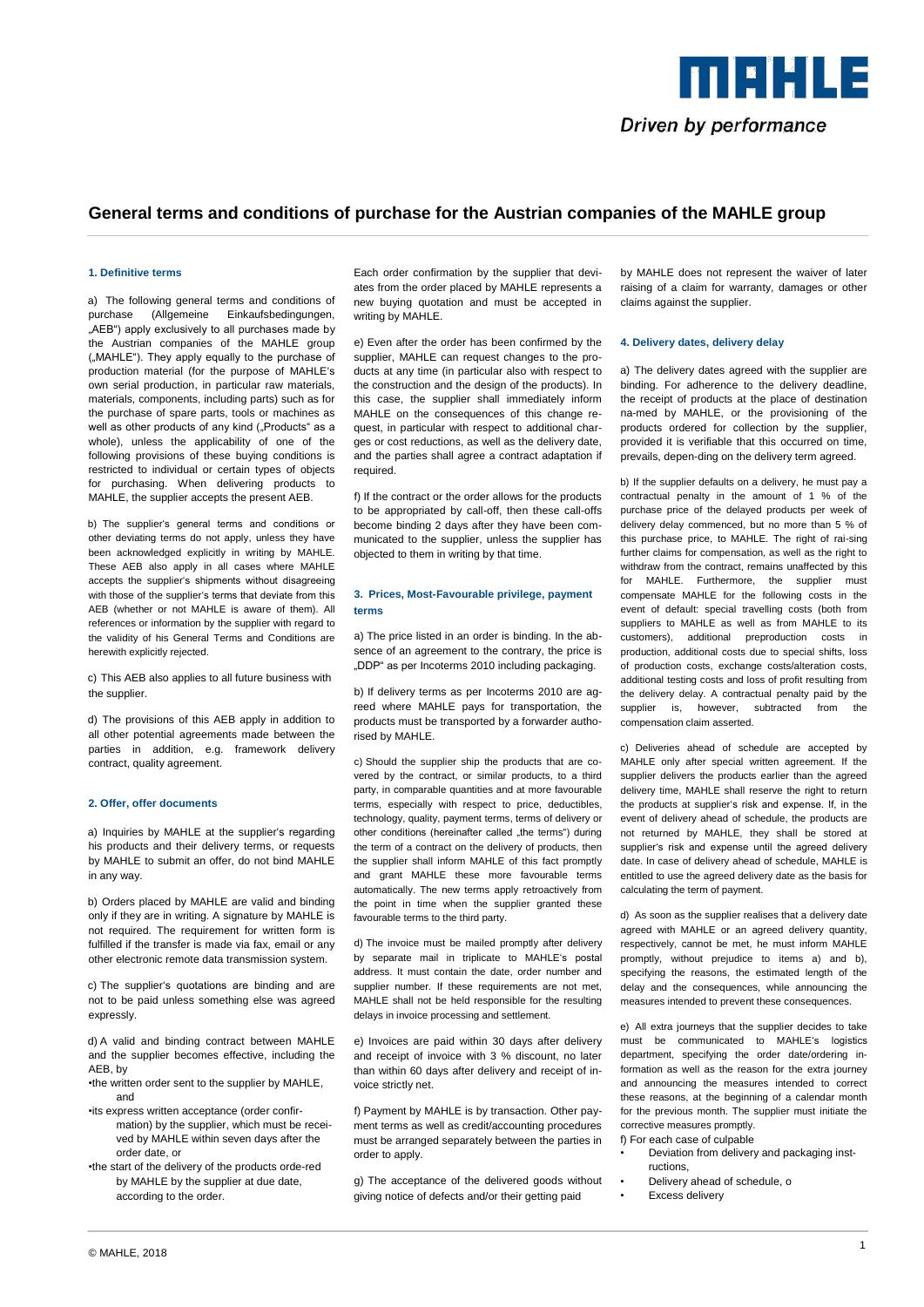# General terms and conditions of purchase for the Austrian companies of the MAHLE group

## 1. Definitive terms

a) The following general terms and conditions of purchase (Allgemeine Einkaufsbedingungen, „AEB") apply exclusively to all purchases made by the Austrian companies of the MAHLE group („MAHLE"). They apply equally to the purchase of production material (for the purpose of MAHLE's own serial production, in particular raw materials, materials, components, including parts) such as for the purchase of spare parts, tools or machines as well as other products of any kind („Products" as a whole), unless the applicability of one of the following provisions of these buying conditions is restricted to individual or certain types of objects for purchasing. When delivering products to MAHLE, the supplier accepts the present AEB.

b) The supplier's general terms and conditions or other deviating terms do not apply, unless they have been acknowledged explicitly in writing by MAHLE. These AEB also apply in all cases where MAHLE accepts the supplier's shipments without disagreeing with those of the supplier's terms that deviate from this AEB (whether or not MAHLE is aware of them). All references or information by the supplier with regard to the validity of his General Terms and Conditions are herewith explicitly rejected.

c) This AEB also applies to all future business with the supplier.

d) The provisions of this AEB apply in addition to all other potential agreements made between the parties in addition, e.g. framework delivery contract, quality agreement.

## 2. Offer, offer documents

a) Inquiries by MAHLE at the supplier's regarding his products and their delivery terms, or requests by MAHLE to submit an offer, do not bind MAHLE in any way.

b) Orders placed by MAHLE are valid and binding only if they are in writing. A signature by MAHLE is not required. The requirement for written form is fulfilled if the transfer is made via fax, email or any other electronic remote data transmission system.

c) The supplier's quotations are binding and are not to be paid unless something else was agreed expressly.

d) A valid and binding contract between MAHLE and the supplier becomes effective, including the AEB, by

- the written order sent to the supplier by MAHLE, and
- its express written acceptance (order confirmation) by the supplier, which must be received by MAHLE within seven days after the order date, or
- the start of the delivery of the products ordered by MAHLE by the supplier at due date, according to the order.

Each order confirmation by the supplier that deviates from the order placed by MAHLE represents a new buying quotation and must be accepted in writing by MAHLE.

e) Even after the order has been confirmed by the supplier, MAHLE can request changes to the products at any time (in particular also with respect to the construction and the design of the products). In this case, the supplier shall immediately inform MAHLE on the consequences of this change request, in particular with respect to additional charges or cost reductions, as well as the delivery date, and the parties shall agree a contract adaptation if required.

f) If the contract or the order allows for the products to be appropriated by call-off, then these call-offs become binding 2 days after they have been communicated to the supplier, unless the supplier has objected to them in writing by that time.

## 3. Prices, Most-Favourable privilege, payment terms

a) The price listed in an order is binding. In the absence of an agreement to the contrary, the price is „DDP" as per Incoterms 2010 including packaging.

b) If delivery terms as per Incoterms 2010 are agreed where MAHLE pays for transportation, the products must be transported by a forwarder authorised by MAHLE.

c) Should the supplier ship the products that are covered by the contract, or similar products, to a third party, in comparable quantities and at more favourable terms, especially with respect to price, deductibles, technology, quality, payment terms, terms of delivery or other conditions (hereinafter called „the terms") during the term of a contract on the delivery of products, then the supplier shall inform MAHLE of this fact promptly and grant MAHLE these more favourable terms automatically. The new terms apply retroactively from the point in time when the supplier granted these favourable terms to the third party.

d) The invoice must be mailed promptly after delivery by separate mail in triplicate to MAHLE's postal address. It must contain the date, order number and supplier number. If these requirements are not met, MAHLE shall not be held responsible for the resulting delays in invoice processing and settlement.

e) Invoices are paid within 30 days after delivery and receipt of invoice with 3 % discount, no later than within 60 days after delivery and receipt of invoice strictly net.

f) Payment by MAHLE is by transaction. Other payment terms as well as credit/accounting procedures must be arranged separately between the parties in order to apply.

g) The acceptance of the delivered goods without giving notice of defects and/or their getting paid by MAHLE does not represent the waiver of later raising of a claim for warranty, damages or other claims against the supplier.

## 4. Delivery dates, delivery delay

a) The delivery dates agreed with the supplier are binding. For adherence to the delivery deadline, the receipt of products at the place of destination named by MAHLE, or the provisioning of the products ordered for collection by the supplier, provided it is verifiable that this occurred on time, prevails, depending on the delivery term agreed.

b) If the supplier defaults on a delivery, he must pay a contractual penalty in the amount of 1 % of the purchase price of the delayed products per week of delivery delay commenced, but no more than 5 % of this purchase price, to MAHLE. The right of raising further claims for compensation, as well as the right to withdraw from the contract, remains unaffected by this for MAHLE. Furthermore, the supplier must compensate MAHLE for the following costs in the event of default: special travelling costs (both from suppliers to MAHLE as well as from MAHLE to its customers), additional preproduction costs in production, additional costs due to special shifts, loss of production costs, exchange costs/alteration costs, additional testing costs and loss of profit resulting from the delivery delay. A contractual penalty paid by the supplier is, however, subtracted from the compensation claim asserted.

c) Deliveries ahead of schedule are accepted by MAHLE only after special written agreement. If the supplier delivers the products earlier than the agreed delivery time, MAHLE shall reserve the right to return the products at supplier's risk and expense. If, in the event of delivery ahead of schedule, the products are not returned by MAHLE, they shall be stored at supplier's risk and expense until the agreed delivery date. In case of delivery ahead of schedule, MAHLE is entitled to use the agreed delivery date as the basis for calculating the term of payment.

d) As soon as the supplier realises that a delivery date agreed with MAHLE or an agreed delivery quantity, respectively, cannot be met, he must inform MAHLE promptly, without prejudice to items a) and b), specifying the reasons, the estimated length of the delay and the consequences, while announcing the measures intended to prevent these consequences.

e) All extra journeys that the supplier decides to take must be communicated to MAHLE's logistics department, specifying the order date/ordering information as well as the reason for the extra journey and announcing the measures intended to correct these reasons, at the beginning of a calendar month for the previous month. The supplier must initiate the corrective measures promptly.

f) For each case of culpable

- Deviation from delivery and packaging instructions,
- Delivery ahead of schedule, o
- Excess delivery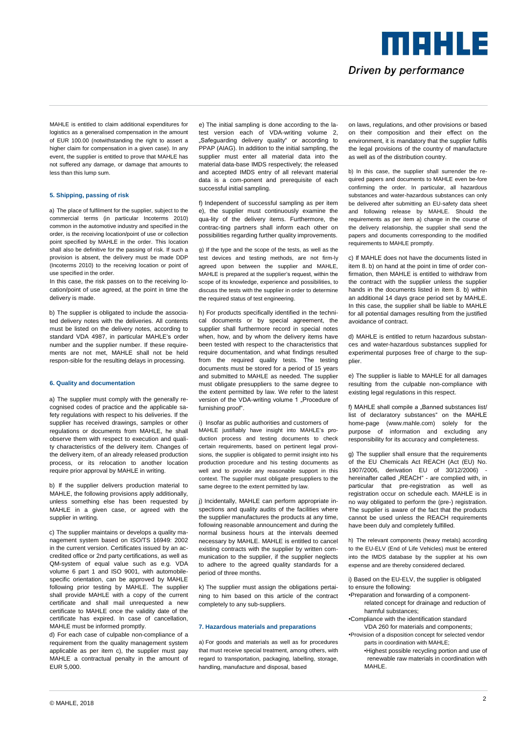MAHLE is entitled to claim additional expenditures for logistics as a generalised compensation in the amount of EUR 100.00 (notwithstanding the right to assert a higher claim for compensation in a given case). In any event, the supplier is entitled to prove that MAHLE has not suffered any damage, or damage that amounts to less than this lump sum.

### 5. Shipping, passing of risk

a) The place of fulfilment for the supplier, subject to the commercial terms (in particular Incoterms 2010) common in the automotive industry and specified in the order, is the receiving location/point of use or collection point specified by MAHLE in the order. This location shall also be definitive for the passing of risk. If such a provision is absent, the delivery must be made DDP (Incoterms 2010) to the receiving location or point of use specified in the order.
In this case, the risk passes on to the receiving location/point of use agreed, at the point in time the delivery is made.

b) The supplier is obligated to include the associated delivery notes with the deliveries. All contents must be listed on the delivery notes, according to standard VDA 4987, in particular MAHLE's order number and the supplier number. If these requirements are not met, MAHLE shall not be held respon-sible for the resulting delays in processing.

### 6. Quality and documentation

a) The supplier must comply with the generally recognised codes of practice and the applicable safety regulations with respect to his deliveries. If the supplier has received drawings, samples or other regulations or documents from MAHLE, he shall observe them with respect to execution and quality characteristics of the delivery item. Changes of the delivery item, of an already released production process, or its relocation to another location require prior approval by MAHLE in writing.

b) If the supplier delivers production material to MAHLE, the following provisions apply additionally, unless something else has been requested by MAHLE in a given case, or agreed with the supplier in writing.

c) The supplier maintains or develops a quality management system based on ISO/TS 16949: 2002 in the current version. Certificates issued by an accredited office or 2nd party certifications, as well as QM-system of equal value such as e.g. VDA volume 6 part 1 and ISO 9001, with automobile-specific orientation, can be approved by MAHLE following prior testing by MAHLE. The supplier shall provide MAHLE with a copy of the current certificate and shall mail unrequested a new certificate to MAHLE once the validity date of the certificate has expired. In case of cancellation, MAHLE must be informed promptly.
d) For each case of culpable non-compliance of a requirement from the quality management system applicable as per item c), the supplier must pay MAHLE a contractual penalty in the amount of EUR 5,000.

e) The initial sampling is done according to the latest version each of VDA-writing volume 2, „Safeguarding delivery quality" or according to PPAP (AIAG). In addition to the initial sampling, the supplier must enter all material data into the material data-base IMDS respectively; the released and accepted IMDS entry of all relevant material data is a com-ponent and prerequisite of each successful initial sampling.

f) Independent of successful sampling as per item e), the supplier must continuously examine the qua-lity of the delivery items. Furthermore, the contrac-ting partners shall inform each other on possibilities regarding further quality improvements.

g) If the type and the scope of the tests, as well as the test devices and testing methods, are not firm-ly agreed upon between the supplier and MAHLE, MAHLE is prepared at the supplier's request, within the scope of its knowledge, experience and possibilities, to discuss the tests with the supplier in order to determine the required status of test engineering.

h) For products specifically identified in the technical documents or by special agreement, the supplier shall furthermore record in special notes when, how, and by whom the delivery items have been tested with respect to the characteristics that require documentation, and what findings resulted from the required quality tests. The testing documents must be stored for a period of 15 years and submitted to MAHLE as needed. The supplier must obligate presuppliers to the same degree to the extent permitted by law. We refer to the latest version of the VDA-writing volume 1 „Procedure of furnishing proof".

i) Insofar as public authorities and customers of MAHLE justifiably have insight into MAHLE's production process and testing documents to check certain requirements, based on pertinent legal provisions, the supplier is obligated to permit insight into his production procedure and his testing documents as well and to provide any reasonable support in this context. The supplier must obligate presuppliers to the same degree to the extent permitted by law.

j) Incidentally, MAHLE can perform appropriate inspections and quality audits of the facilities where the supplier manufactures the products at any time, following reasonable announcement and during the normal business hours at the intervals deemed necessary by MAHLE. MAHLE is entitled to cancel existing contracts with the supplier by written communication to the supplier, if the supplier neglects to adhere to the agreed quality standards for a period of three months.

k) The supplier must assign the obligations pertaining to him based on this article of the contract completely to any sub-suppliers.

### 7. Hazardous materials and preparations

a) For goods and materials as well as for procedures that must receive special treatment, among others, with regard to transportation, packaging, labelling, storage, handling, manufacture and disposal, based on laws, regulations, and other provisions or based on their composition and their effect on the environment, it is mandatory that the supplier fulfils the legal provisions of the country of manufacture as well as of the distribution country.

b) In this case, the supplier shall surrender the required papers and documents to MAHLE even be-fore confirming the order. In particular, all hazardous substances and water-hazardous substances can only be delivered after submitting an EU-safety data sheet and following release by MAHLE. Should the requirements as per item a) change in the course of the delivery relationship, the supplier shall send the papers and documents corresponding to the modified requirements to MAHLE promptly.

c) If MAHLE does not have the documents listed in item 8. b) on hand at the point in time of order con-firmation, then MAHLE is entitled to withdraw from the contract with the supplier unless the supplier hands in the documents listed in item 8. b) within an additional 14 days grace period set by MAHLE. In this case, the supplier shall be liable to MAHLE for all potential damages resulting from the justified avoidance of contract.

d) MAHLE is entitled to return hazardous substances and water-hazardous substances supplied for experimental purposes free of charge to the supplier.

e) The supplier is liable to MAHLE for all damages resulting from the culpable non-compliance with existing legal regulations in this respect.

f) MAHLE shall compile a „Banned substances list/ list of declaratory substances" on the MAHLE home-page (www.mahle.com) solely for the purpose of information and excluding any responsibility for its accuracy and completeness.

g) The supplier shall ensure that the requirements of the EU Chemicals Act REACH (Act (EU) No. 1907/2006, derivation EU of 30/12/2006) - hereinafter called „REACH" - are complied with, in particular that pre-registration as well as registration occur on schedule each. MAHLE is in no way obligated to perform the (pre-) registration. The supplier is aware of the fact that the products cannot be used unless the REACH requirements have been duly and completely fulfilled.

h) The relevant components (heavy metals) according to the EU-ELV (End of Life Vehicles) must be entered into the IMDS database by the supplier at his own expense and are thereby considered declared.

i) Based on the EU-ELV, the supplier is obligated to ensure the following:

- Preparation and forwarding of a component-related concept for drainage and reduction of harmful substances;
- Compliance with the identification standard VDA 260 for materials and components;
- Provision of a disposition concept for selected vendor parts in coordination with MAHLE;
- Highest possible recycling portion and use of renewable raw materials in coordination with MAHLE.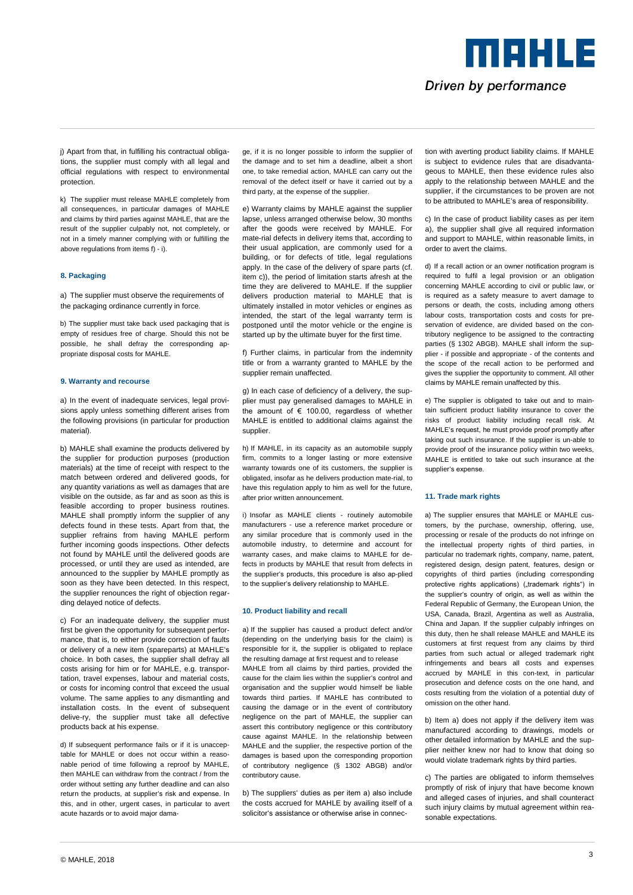j) Apart from that, in fulfilling his contractual obligations, the supplier must comply with all legal and official regulations with respect to environmental protection.

k) The supplier must release MAHLE completely from all consequences, in particular damages of MAHLE and claims by third parties against MAHLE, that are the result of the supplier culpably not, not completely, or not in a timely manner complying with or fulfilling the above regulations from items f) - i).

## 8. Packaging

a) The supplier must observe the requirements of the packaging ordinance currently in force.

b) The supplier must take back used packaging that is empty of residues free of charge. Should this not be possible, he shall defray the corresponding appropriate disposal costs for MAHLE.

## 9. Warranty and recourse

a) In the event of inadequate services, legal provisions apply unless something different arises from the following provisions (in particular for production material).

b) MAHLE shall examine the products delivered by the supplier for production purposes (production materials) at the time of receipt with respect to the match between ordered and delivered goods, for any quantity variations as well as damages that are visible on the outside, as far and as soon as this is feasible according to proper business routines. MAHLE shall promptly inform the supplier of any defects found in these tests. Apart from that, the supplier refrains from having MAHLE perform further incoming goods inspections. Other defects not found by MAHLE until the delivered goods are processed, or until they are used as intended, are announced to the supplier by MAHLE promptly as soon as they have been detected. In this respect, the supplier renounces the right of objection regarding delayed notice of defects.

c) For an inadequate delivery, the supplier must first be given the opportunity for subsequent performance, that is, to either provide correction of faults or delivery of a new item (spareparts) at MAHLE's choice. In both cases, the supplier shall defray all costs arising for him or for MAHLE, e.g. transportation, travel expenses, labour and material costs, or costs for incoming control that exceed the usual volume. The same applies to any dismantling and installation costs. In the event of subsequent delive-ry, the supplier must take all defective products back at his expense.

d) If subsequent performance fails or if it is unacceptable for MAHLE or does not occur within a reasonable period of time following a reproof by MAHLE, then MAHLE can withdraw from the contract / from the order without setting any further deadline and can also return the products, at supplier's risk and expense. In this, and in other, urgent cases, in particular to avert acute hazards or to avoid major damage, if it is no longer possible to inform the supplier of the damage and to set him a deadline, albeit a short one, to take remedial action, MAHLE can carry out the removal of the defect itself or have it carried out by a third party, at the expense of the supplier.

e) Warranty claims by MAHLE against the supplier lapse, unless arranged otherwise below, 30 months after the goods were received by MAHLE. For mate-rial defects in delivery items that, according to their usual application, are commonly used for a building, or for defects of title, legal regulations apply. In the case of the delivery of spare parts (cf. item c)), the period of limitation starts afresh at the time they are delivered to MAHLE. If the supplier delivers production material to MAHLE that is ultimately installed in motor vehicles or engines as intended, the start of the legal warranty term is postponed until the motor vehicle or the engine is started up by the ultimate buyer for the first time.

f) Further claims, in particular from the indemnity title or from a warranty granted to MAHLE by the supplier remain unaffected.

g) In each case of deficiency of a delivery, the supplier must pay generalised damages to MAHLE in the amount of € 100.00, regardless of whether MAHLE is entitled to additional claims against the supplier.

h) If MAHLE, in its capacity as an automobile supply firm, commits to a longer lasting or more extensive warranty towards one of its customers, the supplier is obligated, insofar as he delivers production mate-rial, to have this regulation apply to him as well for the future, after prior written announcement.

i) Insofar as MAHLE clients - routinely automobile manufacturers - use a reference market procedure or any similar procedure that is commonly used in the automobile industry, to determine and account for warranty cases, and make claims to MAHLE for defects in products by MAHLE that result from defects in the supplier's products, this procedure is also ap-plied to the supplier's delivery relationship to MAHLE.

## 10. Product liability and recall

a) If the supplier has caused a product defect and/or (depending on the underlying basis for the claim) is responsible for it, the supplier is obligated to replace the resulting damage at first request and to release MAHLE from all claims by third parties, provided the cause for the claim lies within the supplier's control and organisation and the supplier would himself be liable towards third parties. If MAHLE has contributed to causing the damage or in the event of contributory negligence on the part of MAHLE, the supplier can assert this contributory negligence or this contributory cause against MAHLE. In the relationship between MAHLE and the supplier, the respective portion of the damages is based upon the corresponding proportion of contributory negligence (§ 1302 ABGB) and/or contributory cause.

b) The suppliers' duties as per item a) also include the costs accrued for MAHLE by availing itself of a solicitor's assistance or otherwise arise in connection with averting product liability claims. If MAHLE is subject to evidence rules that are disadvantageous to MAHLE, then these evidence rules also apply to the relationship between MAHLE and the supplier, if the circumstances to be proven are not to be attributed to MAHLE's area of responsibility.

c) In the case of product liability cases as per item a), the supplier shall give all required information and support to MAHLE, within reasonable limits, in order to avert the claims.

d) If a recall action or an owner notification program is required to fulfil a legal provision or an obligation concerning MAHLE according to civil or public law, or is required as a safety measure to avert damage to persons or death, the costs, including among others labour costs, transportation costs and costs for preservation of evidence, are divided based on the contributory negligence to be assigned to the contracting parties (§ 1302 ABGB). MAHLE shall inform the supplier - if possible and appropriate - of the contents and the scope of the recall action to be performed and gives the supplier the opportunity to comment. All other claims by MAHLE remain unaffected by this.

e) The supplier is obligated to take out and to maintain sufficient product liability insurance to cover the risks of product liability including recall risk. At MAHLE's request, he must provide proof promptly after taking out such insurance. If the supplier is un-able to provide proof of the insurance policy within two weeks, MAHLE is entitled to take out such insurance at the supplier's expense.

## 11. Trade mark rights

a) The supplier ensures that MAHLE or MAHLE customers, by the purchase, ownership, offering, use, processing or resale of the products do not infringe on the intellectual property rights of third parties, in particular no trademark rights, company, name, patent, registered design, design patent, features, design or copyrights of third parties (including corresponding protective rights applications) („trademark rights") in the supplier's country of origin, as well as within the Federal Republic of Germany, the European Union, the USA, Canada, Brazil, Argentina as well as Australia, China and Japan. If the supplier culpably infringes on this duty, then he shall release MAHLE and MAHLE its customers at first request from any claims by third parties from such actual or alleged trademark right infringements and bears all costs and expenses accrued by MAHLE in this con-text, in particular prosecution and defence costs on the one hand, and costs resulting from the violation of a potential duty of omission on the other hand.

b) Item a) does not apply if the delivery item was manufactured according to drawings, models or other detailed information by MAHLE and the supplier neither knew nor had to know that doing so would violate trademark rights by third parties.

c) The parties are obligated to inform themselves promptly of risk of injury that have become known and alleged cases of injuries, and shall counteract such injury claims by mutual agreement within reasonable expectations.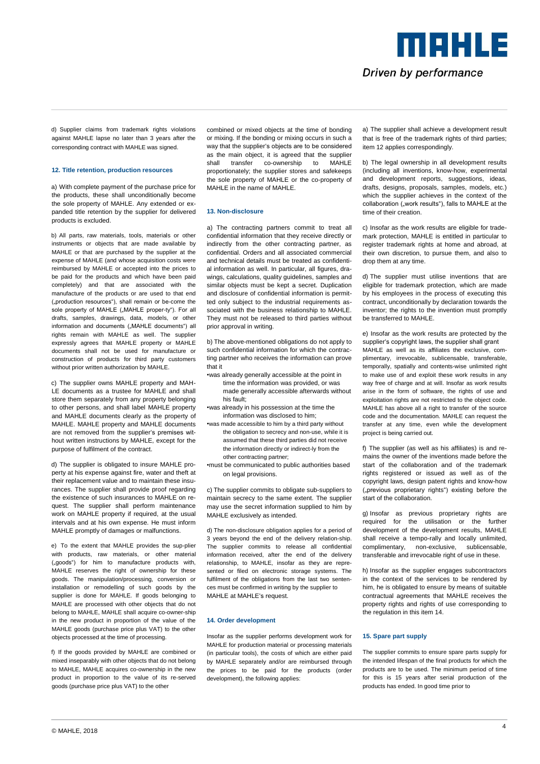d) Supplier claims from trademark rights violations against MAHLE lapse no later than 3 years after the corresponding contract with MAHLE was signed.

## 12. Title retention, production resources

a) With complete payment of the purchase price for the products, these shall unconditionally become the sole property of MAHLE. Any extended or expanded title retention by the supplier for delivered products is excluded.

b) All parts, raw materials, tools, materials or other instruments or objects that are made available by MAHLE or that are purchased by the supplier at the expense of MAHLE (and whose acquisition costs were reimbursed by MAHLE or accepted into the prices to be paid for the products and which have been paid completely) and that are associated with the manufacture of the products or are used to that end („production resources"), shall remain or be-come the sole property of MAHLE („MAHLE proper-ty"). For all drafts, samples, drawings, data, models, or other information and documents („MAHLE documents") all rights remain with MAHLE as well. The supplier expressly agrees that MAHLE property or MAHLE documents shall not be used for manufacture or construction of products for third party customers without prior written authorization by MAHLE.

c) The supplier owns MAHLE property and MAHLE documents as a trustee for MAHLE and shall store them separately from any property belonging to other persons, and shall label MAHLE property and MAHLE documents clearly as the property of MAHLE. MAHLE property and MAHLE documents are not removed from the supplier's premises without written instructions by MAHLE, except for the purpose of fulfilment of the contract.

d) The supplier is obligated to insure MAHLE property at his expense against fire, water and theft at their replacement value and to maintain these insurances. The supplier shall provide proof regarding the existence of such insurances to MAHLE on request. The supplier shall perform maintenance work on MAHLE property if required, at the usual intervals and at his own expense. He must inform MAHLE promptly of damages or malfunctions.

e) To the extent that MAHLE provides the sup-plier with products, raw materials, or other material („goods") for him to manufacture products with, MAHLE reserves the right of ownership for these goods. The manipulation/processing, conversion or installation or remodelling of such goods by the supplier is done for MAHLE. If goods belonging to MAHLE are processed with other objects that do not belong to MAHLE, MAHLE shall acquire co-owner-ship in the new product in proportion of the value of the MAHLE goods (purchase price plus VAT) to the other objects processed at the time of processing.

f) If the goods provided by MAHLE are combined or mixed inseparably with other objects that do not belong to MAHLE, MAHLE acquires co-ownership in the new product in proportion to the value of its re-served goods (purchase price plus VAT) to the other combined or mixed objects at the time of bonding or mixing. If the bonding or mixing occurs in such a way that the supplier's objects are to be considered as the main object, it is agreed that the supplier shall transfer co-ownership to MAHLE proportionately; the supplier stores and safekeeps the sole property of MAHLE or the co-property of MAHLE in the name of MAHLE.

## 13. Non-disclosure

a) The contracting partners commit to treat all confidential information that they receive directly or indirectly from the other contracting partner, as confidential. Orders and all associated commercial and technical details must be treated as confidential information as well. In particular, all figures, drawings, calculations, quality guidelines, samples and similar objects must be kept a secret. Duplication and disclosure of confidential information is permitted only subject to the industrial requirements associated with the business relationship to MAHLE. They must not be released to third parties without prior approval in writing.

b) The above-mentioned obligations do not apply to such confidential information for which the contracting partner who receives the information can prove that it

- was already generally accessible at the point in time the information was provided, or was made generally accessible afterwards without his fault;
- was already in his possession at the time the information was disclosed to him;
- was made accessible to him by a third party without the obligation to secrecy and non-use, while it is assumed that these third parties did not receive the information directly or indirect-ly from the other contracting partner;
- must be communicated to public authorities based on legal provisions.

c) The supplier commits to obligate sub-suppliers to maintain secrecy to the same extent. The supplier may use the secret information supplied to him by MAHLE exclusively as intended.

d) The non-disclosure obligation applies for a period of 3 years beyond the end of the delivery relation-ship. The supplier commits to release all confidential information received, after the end of the delivery relationship, to MAHLE, insofar as they are represented or filed on electronic storage systems. The fulfilment of the obligations from the last two sentences must be confirmed in writing by the supplier to MAHLE at MAHLE's request.

## 14. Order development

Insofar as the supplier performs development work for MAHLE for production material or processing materials (in particular tools), the costs of which are either paid by MAHLE separately and/or are reimbursed through the prices to be paid for the products (order development), the following applies:

a) The supplier shall achieve a development result that is free of the trademark rights of third parties; item 12 applies correspondingly.

b) The legal ownership in all development results (including all inventions, know-how, experimental and development reports, suggestions, ideas, drafts, designs, proposals, samples, models, etc.) which the supplier achieves in the context of the collaboration („work results"), falls to MAHLE at the time of their creation.

c) Insofar as the work results are eligible for trademark protection, MAHLE is entitled in particular to register trademark rights at home and abroad, at their own discretion, to pursue them, and also to drop them at any time.

d) The supplier must utilise inventions that are eligible for trademark protection, which are made by his employees in the process of executing this contract, unconditionally by declaration towards the inventor; the rights to the invention must promptly be transferred to MAHLE.

e) Insofar as the work results are protected by the supplier's copyright laws, the supplier shall grant MAHLE as well as its affiliates the exclusive, complimentary, irrevocable, sublicensable, transferable, temporally, spatially and contents-wise unlimited right to make use of and exploit these work results in any way free of charge and at will. Insofar as work results arise in the form of software, the rights of use and exploitation rights are not restricted to the object code. MAHLE has above all a right to transfer of the source code and the documentation. MAHLE can request the transfer at any time, even while the development project is being carried out.

f) The supplier (as well as his affiliates) is and remains the owner of the inventions made before the start of the collaboration and of the trademark rights registered or issued as well as of the copyright laws, design patent rights and know-how („previous proprietary rights") existing before the start of the collaboration.

g) Insofar as previous proprietary rights are required for the utilisation or the further development of the development results, MAHLE shall receive a tempo-rally and locally unlimited, complimentary, non-exclusive, sublicensable, transferable and irrevocable right of use in these.

h) Insofar as the supplier engages subcontractors in the context of the services to be rendered by him, he is obligated to ensure by means of suitable contractual agreements that MAHLE receives the property rights and rights of use corresponding to the regulation in this item 14.

## 15. Spare part supply

The supplier commits to ensure spare parts supply for the intended lifespan of the final products for which the products are to be used. The minimum period of time for this is 15 years after serial production of the products has ended. In good time prior to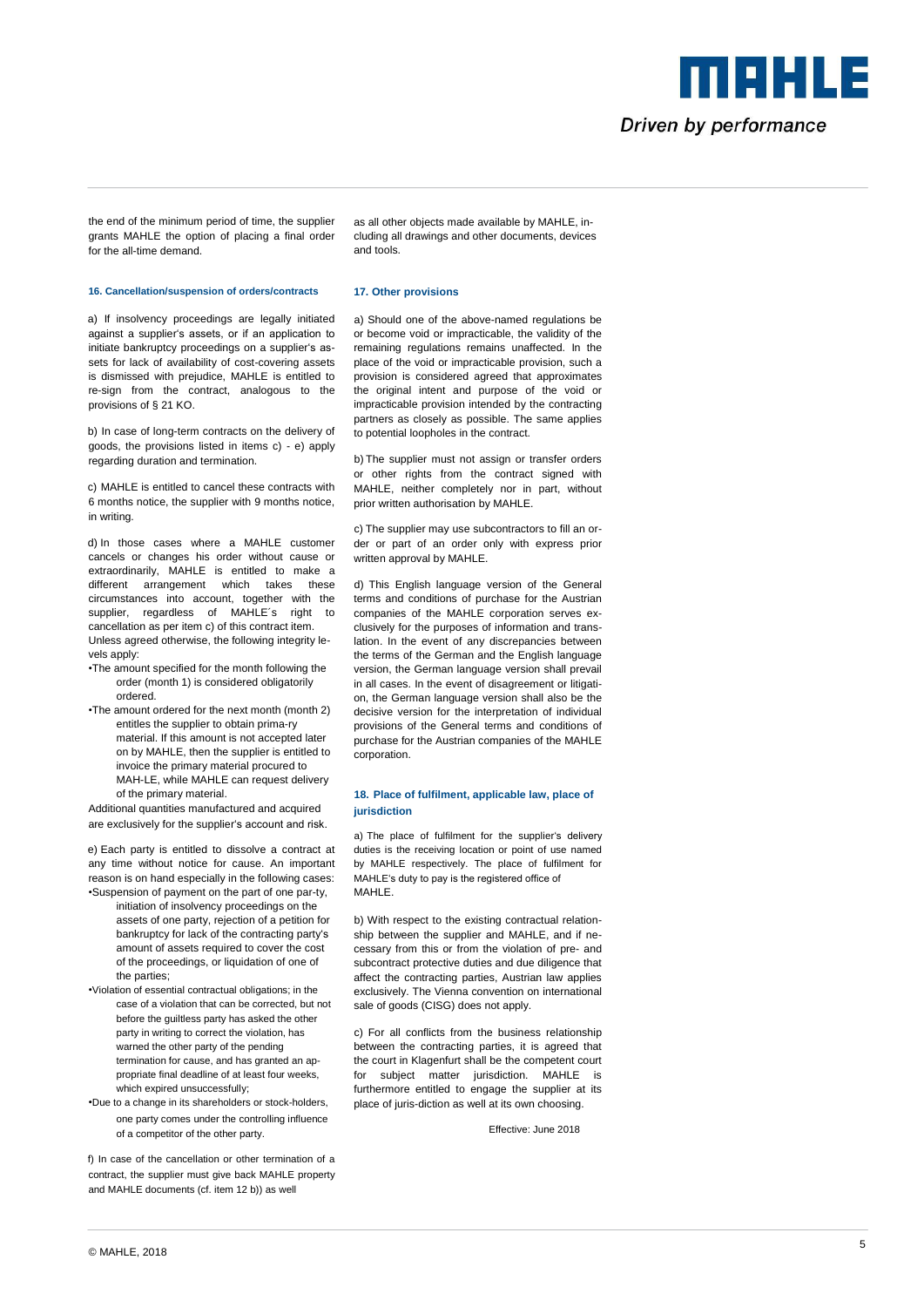the end of the minimum period of time, the supplier grants MAHLE the option of placing a final order for the all-time demand.

### 16. Cancellation/suspension of orders/contracts

a) If insolvency proceedings are legally initiated against a supplier's assets, or if an application to initiate bankruptcy proceedings on a supplier's assets for lack of availability of cost-covering assets is dismissed with prejudice, MAHLE is entitled to re-sign from the contract, analogous to the provisions of § 21 KO.

b) In case of long-term contracts on the delivery of goods, the provisions listed in items c) - e) apply regarding duration and termination.

c) MAHLE is entitled to cancel these contracts with 6 months notice, the supplier with 9 months notice, in writing.

d) In those cases where a MAHLE customer cancels or changes his order without cause or extraordinarily, MAHLE is entitled to make a different arrangement which takes these circumstances into account, together with the supplier, regardless of MAHLE´s right to cancellation as per item c) of this contract item. Unless agreed otherwise, the following integrity levels apply:

- The amount specified for the month following the order (month 1) is considered obligatorily ordered.
- The amount ordered for the next month (month 2) entitles the supplier to obtain prima-ry material. If this amount is not accepted later on by MAHLE, then the supplier is entitled to invoice the primary material procured to MAH-LE, while MAHLE can request delivery of the primary material.

Additional quantities manufactured and acquired are exclusively for the supplier's account and risk.

e) Each party is entitled to dissolve a contract at any time without notice for cause. An important reason is on hand especially in the following cases:

- Suspension of payment on the part of one par-ty, initiation of insolvency proceedings on the assets of one party, rejection of a petition for bankruptcy for lack of the contracting party's amount of assets required to cover the cost of the proceedings, or liquidation of one of the parties;
- Violation of essential contractual obligations; in the case of a violation that can be corrected, but not before the guiltless party has asked the other party in writing to correct the violation, has warned the other party of the pending termination for cause, and has granted an ap-propriate final deadline of at least four weeks, which expired unsuccessfully;
- Due to a change in its shareholders or stock-holders, one party comes under the controlling influence of a competitor of the other party.

f) In case of the cancellation or other termination of a contract, the supplier must give back MAHLE property and MAHLE documents (cf. item 12 b)) as well as all other objects made available by MAHLE, in-cluding all drawings and other documents, devices and tools.

### 17. Other provisions

a) Should one of the above-named regulations be or become void or impracticable, the validity of the remaining regulations remains unaffected. In the place of the void or impracticable provision, such a provision is considered agreed that approximates the original intent and purpose of the void or impracticable provision intended by the contracting partners as closely as possible. The same applies to potential loopholes in the contract.

b) The supplier must not assign or transfer orders or other rights from the contract signed with MAHLE, neither completely nor in part, without prior written authorisation by MAHLE.

c) The supplier may use subcontractors to fill an or-der or part of an order only with express prior written approval by MAHLE.

d) This English language version of the General terms and conditions of purchase for the Austrian companies of the MAHLE corporation serves ex-clusively for the purposes of information and trans-lation. In the event of any discrepancies between the terms of the German and the English language version, the German language version shall prevail in all cases. In the event of disagreement or litigati-on, the German language version shall also be the decisive version for the interpretation of individual provisions of the General terms and conditions of purchase for the Austrian companies of the MAHLE corporation.

### 18. Place of fulfilment, applicable law, place of jurisdiction

a) The place of fulfilment for the supplier's delivery duties is the receiving location or point of use named by MAHLE respectively. The place of fulfilment for MAHLE's duty to pay is the registered office of MAHLE.

b) With respect to the existing contractual relation-ship between the supplier and MAHLE, and if ne-cessary from this or from the violation of pre- and subcontract protective duties and due diligence that affect the contracting parties, Austrian law applies exclusively. The Vienna convention on international sale of goods (CISG) does not apply.

c) For all conflicts from the business relationship between the contracting parties, it is agreed that the court in Klagenfurt shall be the competent court for subject matter jurisdiction. MAHLE is furthermore entitled to engage the supplier at its place of juris-diction as well at its own choosing.

Effective: June 2018